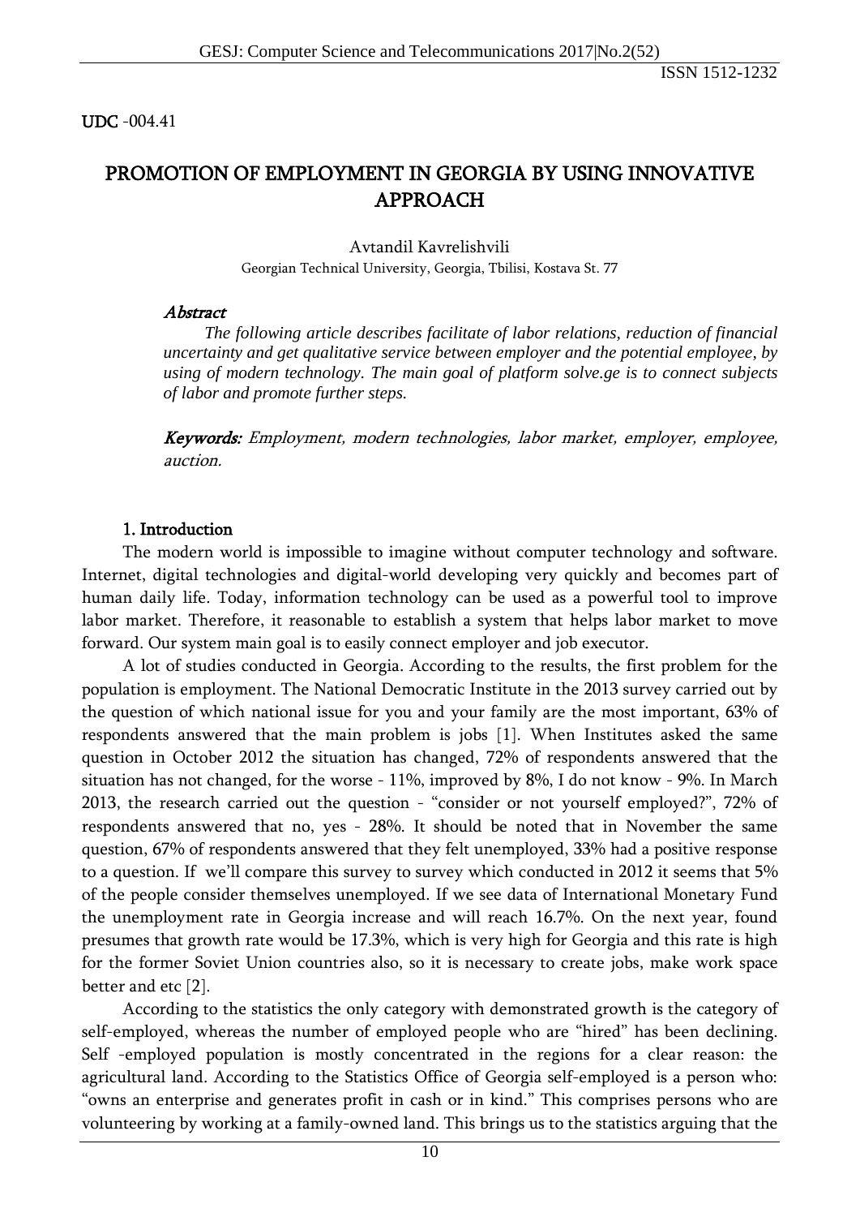UDC -004.41

# PROMOTION OF EMPLOYMENT IN GEORGIA BY USING INNOVATIVE APPROACH

Avtandil Kavrelishvili

Georgian Technical University, Georgia, Tbilisi, Kostava St. 77

***Abstract***

*The following article describes facilitate of labor relations, reduction of financial uncertainty and get qualitative service between employer and the potential employee, by using of modern technology. The main goal of platform solve.ge is to connect subjects of labor and promote further steps.*

***Keywords:*** *Employment, modern technologies, labor market, employer, employee, auction.*

## 1. Introduction

The modern world is impossible to imagine without computer technology and software. Internet, digital technologies and digital-world developing very quickly and becomes part of human daily life. Today, information technology can be used as a powerful tool to improve labor market. Therefore, it reasonable to establish a system that helps labor market to move forward. Our system main goal is to easily connect employer and job executor.

A lot of studies conducted in Georgia. According to the results, the first problem for the population is employment. The National Democratic Institute in the 2013 survey carried out by the question of which national issue for you and your family are the most important, 63% of respondents answered that the main problem is jobs [1]. When Institutes asked the same question in October 2012 the situation has changed, 72% of respondents answered that the situation has not changed, for the worse - 11%, improved by 8%, I do not know - 9%. In March 2013, the research carried out the question - "consider or not yourself employed?", 72% of respondents answered that no, yes - 28%. It should be noted that in November the same question, 67% of respondents answered that they felt unemployed, 33% had a positive response to a question. If we'll compare this survey to survey which conducted in 2012 it seems that 5% of the people consider themselves unemployed. If we see data of International Monetary Fund the unemployment rate in Georgia increase and will reach 16.7%. On the next year, found presumes that growth rate would be 17.3%, which is very high for Georgia and this rate is high for the former Soviet Union countries also, so it is necessary to create jobs, make work space better and etc [2].

According to the statistics the only category with demonstrated growth is the category of self-employed, whereas the number of employed people who are "hired" has been declining. Self -employed population is mostly concentrated in the regions for a clear reason: the agricultural land. According to the Statistics Office of Georgia self-employed is a person who: "owns an enterprise and generates profit in cash or in kind." This comprises persons who are volunteering by working at a family-owned land. This brings us to the statistics arguing that the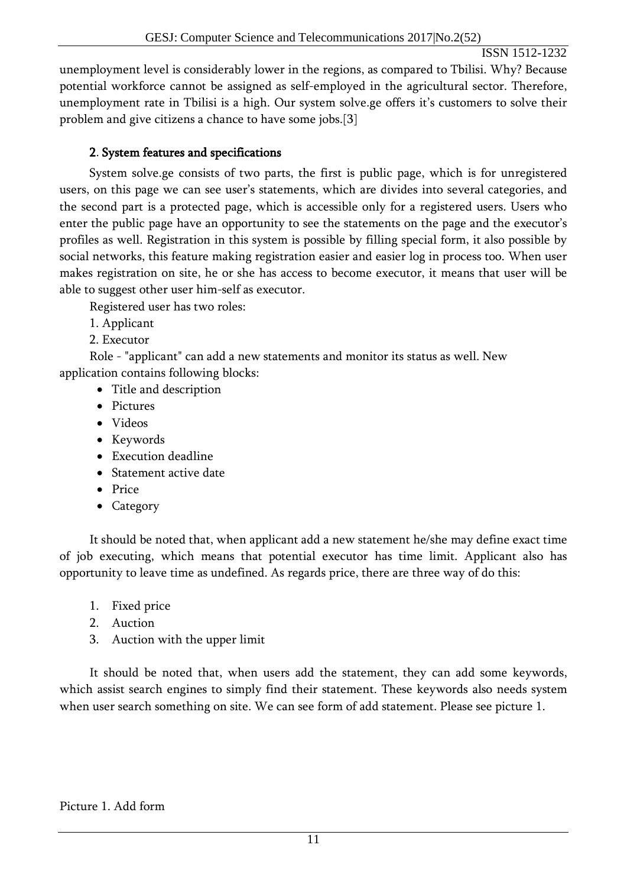unemployment level is considerably lower in the regions, as compared to Tbilisi. Why? Because potential workforce cannot be assigned as self-employed in the agricultural sector. Therefore, unemployment rate in Tbilisi is a high. Our system solve.ge offers it's customers to solve their problem and give citizens a chance to have some jobs.[3]

## 2. System features and specifications

System solve.ge consists of two parts, the first is public page, which is for unregistered users, on this page we can see user's statements, which are divides into several categories, and the second part is a protected page, which is accessible only for a registered users. Users who enter the public page have an opportunity to see the statements on the page and the executor's profiles as well. Registration in this system is possible by filling special form, it also possible by social networks, this feature making registration easier and easier log in process too. When user makes registration on site, he or she has access to become executor, it means that user will be able to suggest other user him-self as executor.

Registered user has two roles:

1. Applicant
2. Executor

Role - "applicant" can add a new statements and monitor its status as well. New application contains following blocks:

- Title and description
- Pictures
- Videos
- Keywords
- Execution deadline
- Statement active date
- Price
- Category

It should be noted that, when applicant add a new statement he/she may define exact time of job executing, which means that potential executor has time limit. Applicant also has opportunity to leave time as undefined. As regards price, there are three way of do this:

1. Fixed price
2. Auction
3. Auction with the upper limit

It should be noted that, when users add the statement, they can add some keywords, which assist search engines to simply find their statement. These keywords also needs system when user search something on site. We can see form of add statement. Please see picture 1.

Picture 1. Add form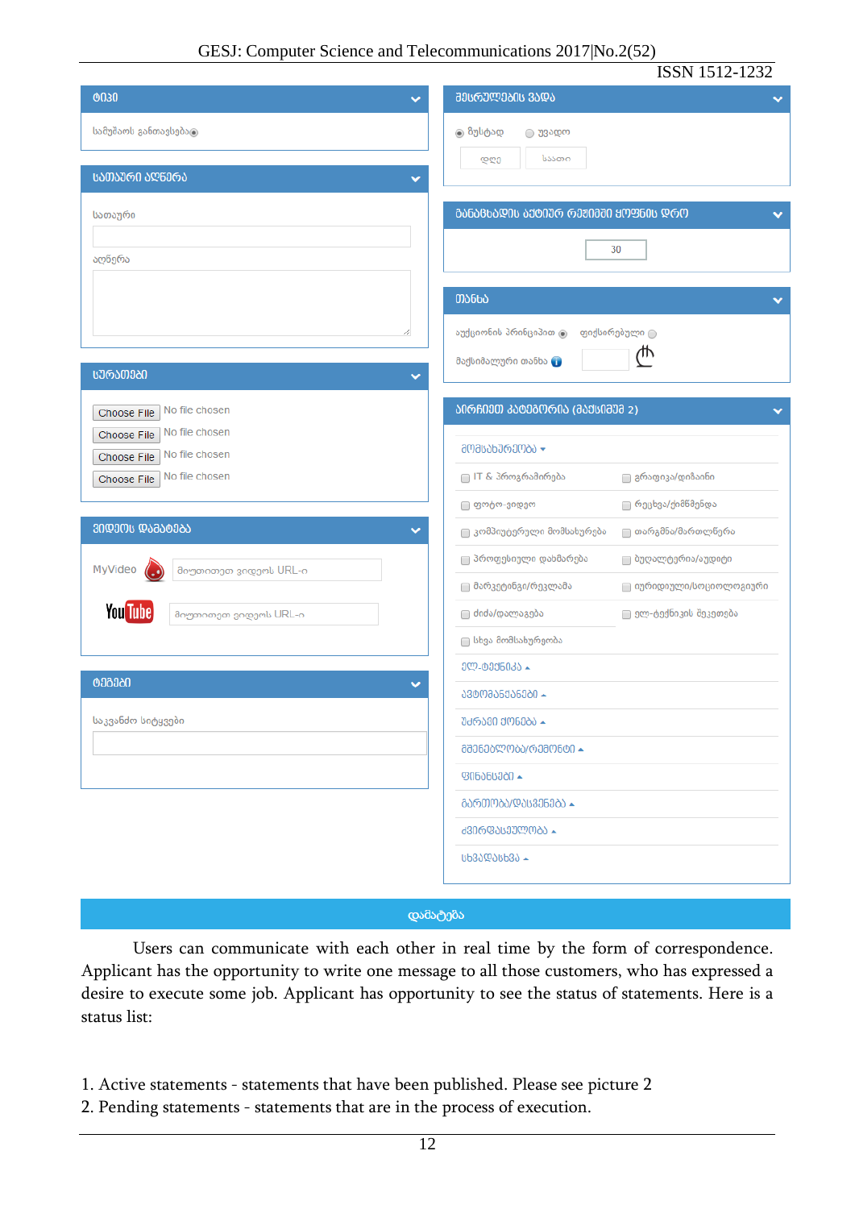ფიჯი

სამუშაოს განთავსება

სათაური აღწერა

სათაური

აღწერა

სურათები

Choose File No file chosen

Choose File No file chosen

Choose File No file chosen

Choose File No file chosen

ვიდეოს დამატება

MyVideo მიუთითეთ ვიდეოს URL-ი

YouTube მიუთითეთ ვიდეოს URL-ი

ტეგები

საკვანძო სიტყვები

შესრულების ვადა

ზუსტად უვადო

დღე საათი

განცხადების აქტიურ რეჟიმში ყოფნის დრო

30

თანხა

აუქციონის პრინციპით ფიქსირებული

მაქსიმალური თანხა

აირჩიეთ კატეგორია (მაქსიმუმ 2)

მომსახურება

- IT & პროგრამირება
- გრაფიკა/დიზაინი
- ფოტო-ვიდეო
- რეკლამა/ქოუჩინგი
- კომპიუტერული მომსახურება
- თარგმნა/მართლწერა
- პროფესიული დახმარება
- ბუღალტერია/აუდიტი
- მარკეტინგი/რეკლამა
- იურიდიული/სოციოლოგიური
- ძიძა/დალაგება
- ელ-ტექნიკის შეკეთება
- სხვა მომსახურება

ელ-ტექნიკა

ავტომანქანები

უძრავი ქონება

მშენებლობა/რემონტი

ფინანსები

განათლება/დასვენება

ჯანმრთელობა

სხვადასხვა

დამატება

Users can communicate with each other in real time by the form of correspondence. Applicant has the opportunity to write one message to all those customers, who has expressed a desire to execute some job. Applicant has opportunity to see the status of statements. Here is a status list:

1. Active statements - statements that have been published. Please see picture 2
2. Pending statements - statements that are in the process of execution.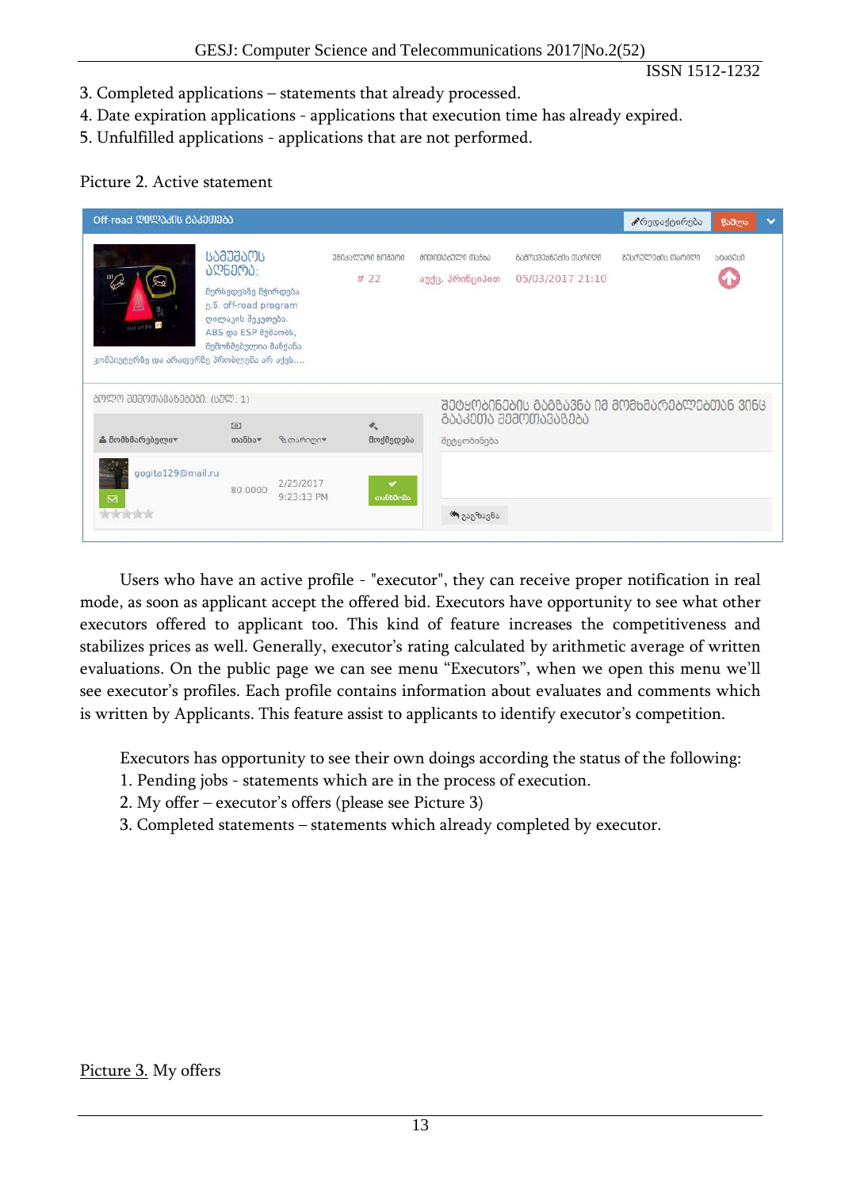3. Completed applications – statements that already processed.
4. Date expiration applications - applications that execution time has already expired.
5. Unfulfilled applications - applications that are not performed.

Picture 2. Active statement

Users who have an active profile - "executor", they can receive proper notification in real mode, as soon as applicant accept the offered bid. Executors have opportunity to see what other executors offered to applicant too. This kind of feature increases the competitiveness and stabilizes prices as well. Generally, executor's rating calculated by arithmetic average of written evaluations. On the public page we can see menu "Executors", when we open this menu we'll see executor's profiles. Each profile contains information about evaluates and comments which is written by Applicants. This feature assist to applicants to identify executor's competition.

Executors has opportunity to see their own doings according the status of the following:

1. Pending jobs - statements which are in the process of execution.
2. My offer – executor's offers (please see Picture 3)
3. Completed statements – statements which already completed by executor.

Picture 3. My offers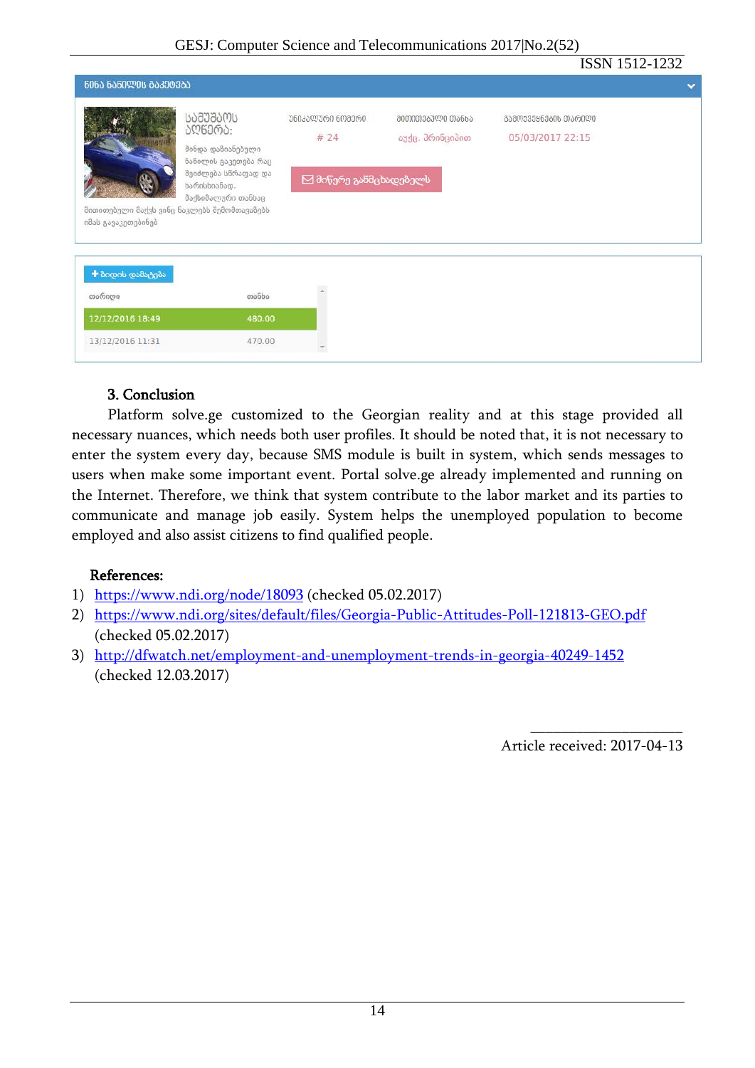### 3. Conclusion

Platform solve.ge customized to the Georgian reality and at this stage provided all necessary nuances, which needs both user profiles. It should be noted that, it is not necessary to enter the system every day, because SMS module is built in system, which sends messages to users when make some important event. Portal solve.ge already implemented and running on the Internet. Therefore, we think that system contribute to the labor market and its parties to communicate and manage job easily. System helps the unemployed population to become employed and also assist citizens to find qualified people.

### References:

1) https://www.ndi.org/node/18093 (checked 05.02.2017)
2) https://www.ndi.org/sites/default/files/Georgia-Public-Attitudes-Poll-121813-GEO.pdf (checked 05.02.2017)
3) http://dfwatch.net/employment-and-unemployment-trends-in-georgia-40249-1452 (checked 12.03.2017)

---

Article received: 2017-04-13